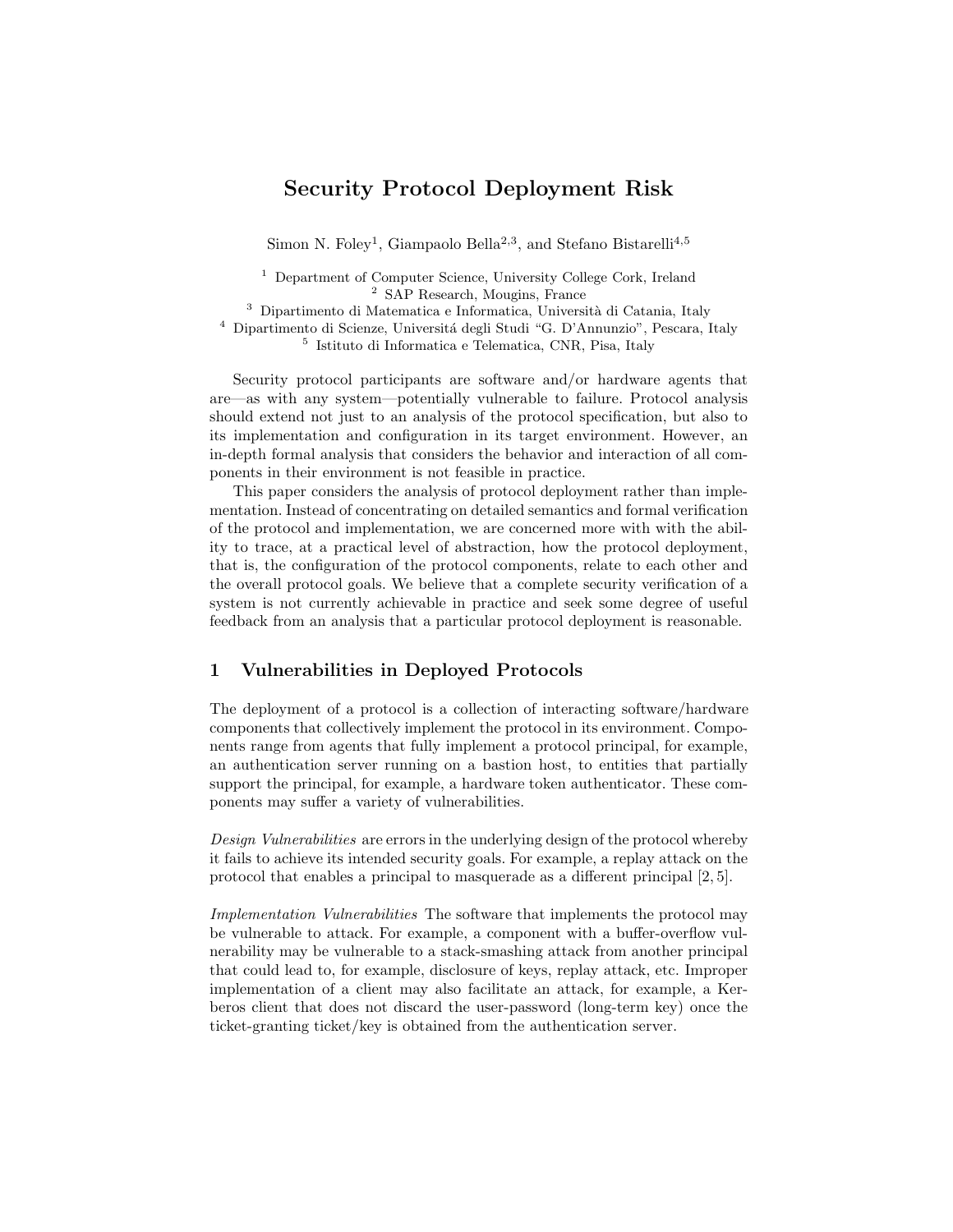# Security Protocol Deployment Risk

Simon N. Foley[1], Giampaolo Bella[2,3], and Stefano Bistarelli[4,5]

[1] Department of Computer Science, University College Cork, Ireland
[2] SAP Research, Mougins, France
[3] Dipartimento di Matematica e Informatica, Università di Catania, Italy
[4] Dipartimento di Scienze, Universitá degli Studi "G. D'Annunzio", Pescara, Italy
[5] Istituto di Informatica e Telematica, CNR, Pisa, Italy

Security protocol participants are software and/or hardware agents that are—as with any system—potentially vulnerable to failure. Protocol analysis should extend not just to an analysis of the protocol specification, but also to its implementation and configuration in its target environment. However, an in-depth formal analysis that considers the behavior and interaction of all components in their environment is not feasible in practice.

This paper considers the analysis of protocol deployment rather than implementation. Instead of concentrating on detailed semantics and formal verification of the protocol and implementation, we are concerned more with with the ability to trace, at a practical level of abstraction, how the protocol deployment, that is, the configuration of the protocol components, relate to each other and the overall protocol goals. We believe that a complete security verification of a system is not currently achievable in practice and seek some degree of useful feedback from an analysis that a particular protocol deployment is reasonable.

## 1 Vulnerabilities in Deployed Protocols

The deployment of a protocol is a collection of interacting software/hardware components that collectively implement the protocol in its environment. Components range from agents that fully implement a protocol principal, for example, an authentication server running on a bastion host, to entities that partially support the principal, for example, a hardware token authenticator. These components may suffer a variety of vulnerabilities.

*Design Vulnerabilities* are errors in the underlying design of the protocol whereby it fails to achieve its intended security goals. For example, a replay attack on the protocol that enables a principal to masquerade as a different principal [2, 5].

*Implementation Vulnerabilities* The software that implements the protocol may be vulnerable to attack. For example, a component with a buffer-overflow vulnerability may be vulnerable to a stack-smashing attack from another principal that could lead to, for example, disclosure of keys, replay attack, etc. Improper implementation of a client may also facilitate an attack, for example, a Kerberos client that does not discard the user-password (long-term key) once the ticket-granting ticket/key is obtained from the authentication server.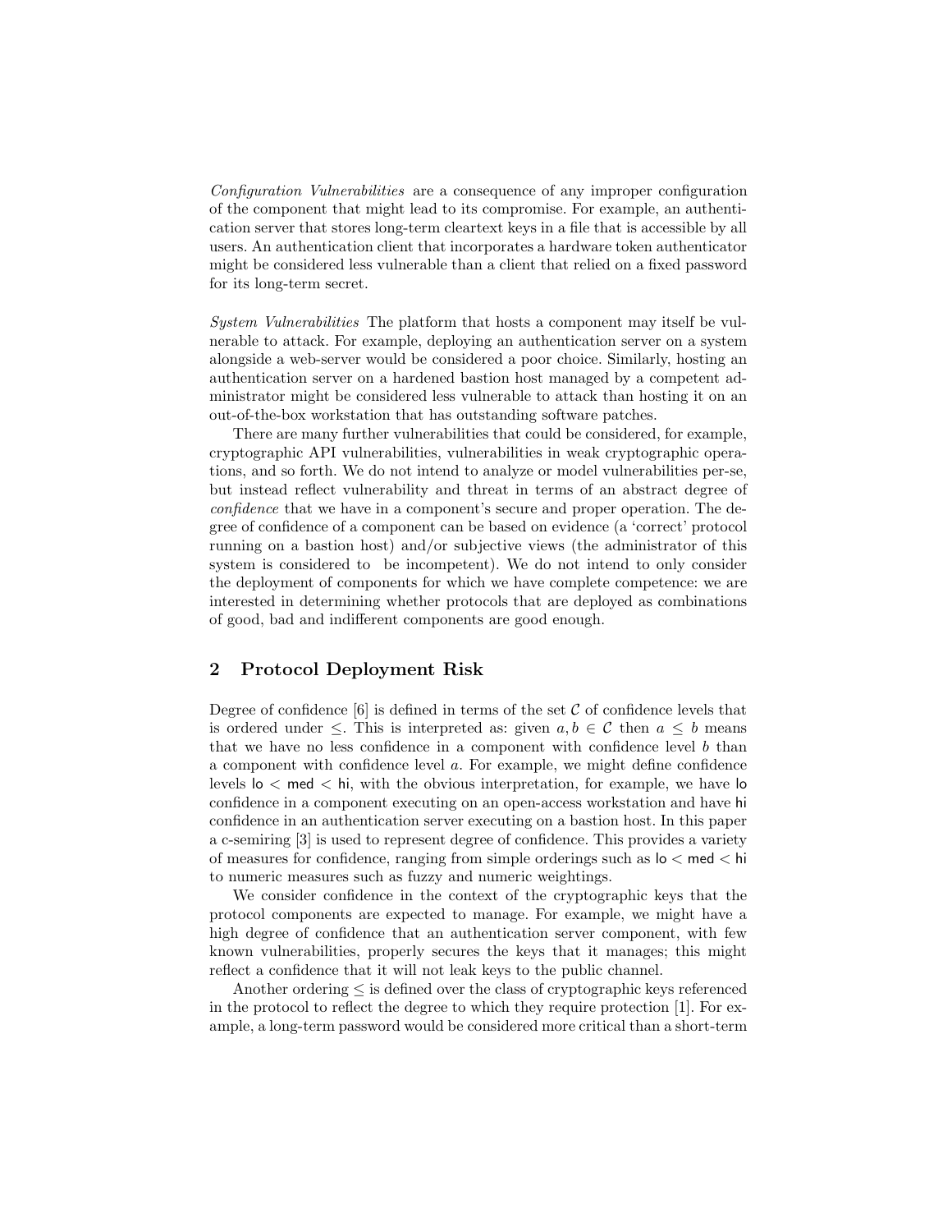*Configuration Vulnerabilities* are a consequence of any improper configuration of the component that might lead to its compromise. For example, an authentication server that stores long-term cleartext keys in a file that is accessible by all users. An authentication client that incorporates a hardware token authenticator might be considered less vulnerable than a client that relied on a fixed password for its long-term secret.

*System Vulnerabilities* The platform that hosts a component may itself be vulnerable to attack. For example, deploying an authentication server on a system alongside a web-server would be considered a poor choice. Similarly, hosting an authentication server on a hardened bastion host managed by a competent administrator might be considered less vulnerable to attack than hosting it on an out-of-the-box workstation that has outstanding software patches.

There are many further vulnerabilities that could be considered, for example, cryptographic API vulnerabilities, vulnerabilities in weak cryptographic operations, and so forth. We do not intend to analyze or model vulnerabilities per-se, but instead reflect vulnerability and threat in terms of an abstract degree of *confidence* that we have in a component's secure and proper operation. The degree of confidence of a component can be based on evidence (a 'correct' protocol running on a bastion host) and/or subjective views (the administrator of this system is considered to be incompetent). We do not intend to only consider the deployment of components for which we have complete competence: we are interested in determining whether protocols that are deployed as combinations of good, bad and indifferent components are good enough.

## 2 Protocol Deployment Risk

Degree of confidence [6] is defined in terms of the set $\mathcal{C}$ of confidence levels that is ordered under $\leq$. This is interpreted as: given $a, b \in \mathcal{C}$ then $a \leq b$ means that we have no less confidence in a component with confidence level $b$ than a component with confidence level $a$. For example, we might define confidence levels $\mathsf{lo} < \mathsf{med} < \mathsf{hi}$, with the obvious interpretation, for example, we have $\mathsf{lo}$ confidence in a component executing on an open-access workstation and have $\mathsf{hi}$ confidence in an authentication server executing on a bastion host. In this paper a c-semiring [3] is used to represent degree of confidence. This provides a variety of measures for confidence, ranging from simple orderings such as $\mathsf{lo} < \mathsf{med} < \mathsf{hi}$ to numeric measures such as fuzzy and numeric weightings.

We consider confidence in the context of the cryptographic keys that the protocol components are expected to manage. For example, we might have a high degree of confidence that an authentication server component, with few known vulnerabilities, properly secures the keys that it manages; this might reflect a confidence that it will not leak keys to the public channel.

Another ordering $\leq$ is defined over the class of cryptographic keys referenced in the protocol to reflect the degree to which they require protection [1]. For example, a long-term password would be considered more critical than a short-term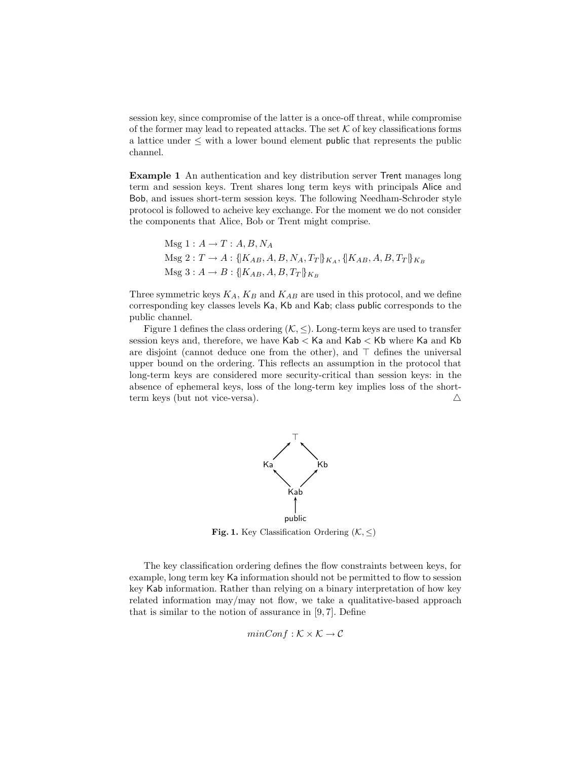session key, since compromise of the latter is a once-off threat, while compromise of the former may lead to repeated attacks. The set $\mathcal{K}$ of key classifications forms a lattice under $\leq$ with a lower bound element public that represents the public channel.

**Example 1** An authentication and key distribution server Trent manages long term and session keys. Trent shares long term keys with principals Alice and Bob, and issues short-term session keys. The following Needham-Schroder style protocol is followed to acheive key exchange. For the moment we do not consider the components that Alice, Bob or Trent might comprise.

$$\text{Msg } 1 : A \rightarrow T : A, B, N_A$$
$$\text{Msg } 2 : T \rightarrow A : \{\!|K_{AB}, A, B, N_A, T_T|\!\}_{K_A}, \{\!|K_{AB}, A, B, T_T|\!\}_{K_B}$$
$$\text{Msg } 3 : A \rightarrow B : \{\!|K_{AB}, A, B, T_T|\!\}_{K_B}$$

Three symmetric keys $K_A$, $K_B$ and $K_{AB}$ are used in this protocol, and we define corresponding key classes levels Ka, Kb and Kab; class public corresponds to the public channel.

Figure 1 defines the class ordering $(\mathcal{K}, \leq)$. Long-term keys are used to transfer session keys and, therefore, we have Kab < Ka and Kab < Kb where Ka and Kb are disjoint (cannot deduce one from the other), and $\top$ defines the universal upper bound on the ordering. This reflects an assumption in the protocol that long-term keys are considered more security-critical than session keys: in the absence of ephemeral keys, loss of the long-term key implies loss of the short-term keys (but not vice-versa). △

⊤

Ka

Kb

Kab

public

**Fig. 1.** Key Classification Ordering $(\mathcal{K}, \leq)$

The key classification ordering defines the flow constraints between keys, for example, long term key Ka information should not be permitted to flow to session key Kab information. Rather than relying on a binary interpretation of how key related information may/may not flow, we take a qualitative-based approach that is similar to the notion of assurance in [9, 7]. Define

$$minConf : \mathcal{K} \times \mathcal{K} \rightarrow \mathcal{C}$$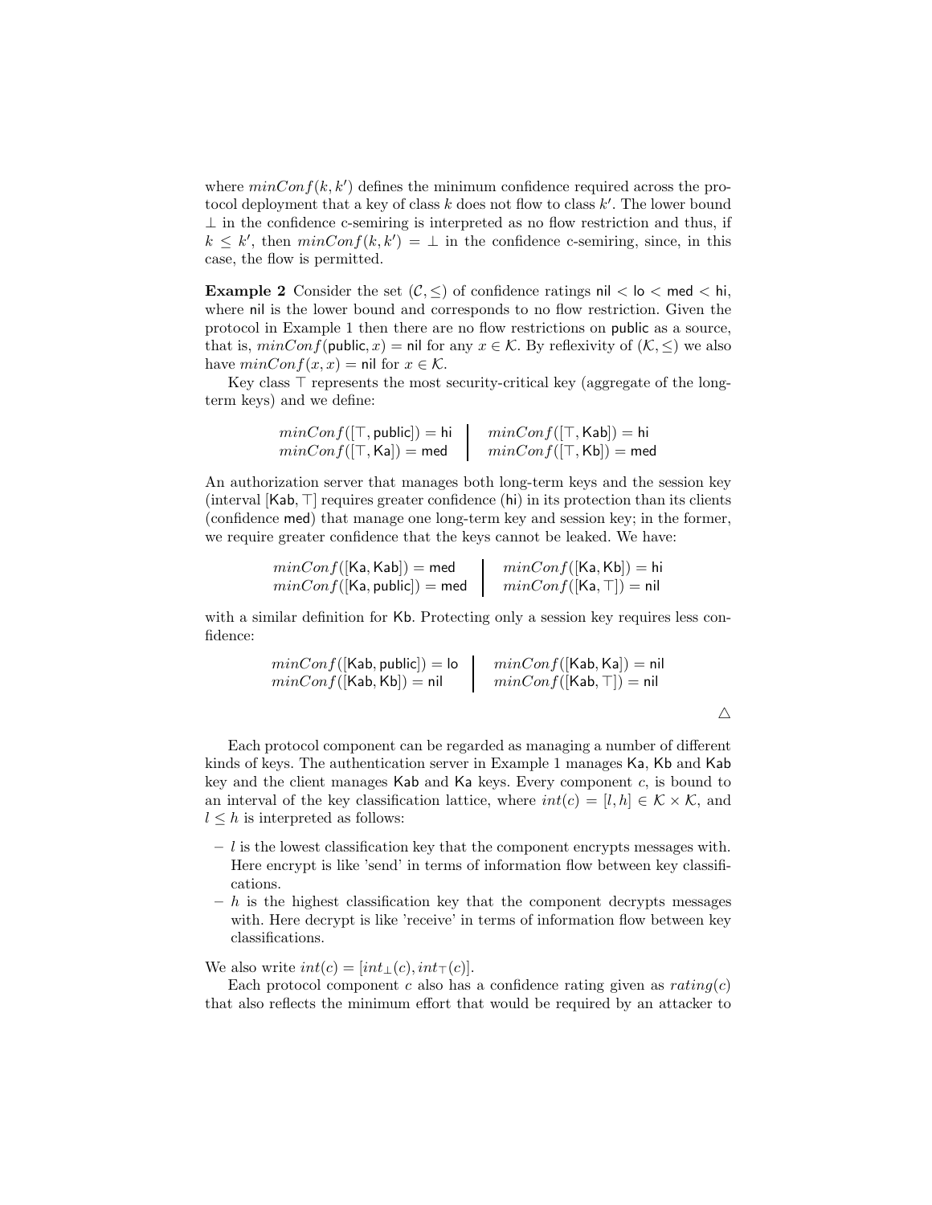where $minConf(k, k')$ defines the minimum confidence required across the protocol deployment that a key of class $k$ does not flow to class $k'$. The lower bound $\bot$ in the confidence c-semiring is interpreted as no flow restriction and thus, if $k \leq k'$, then $minConf(k, k') = \bot$ in the confidence c-semiring, since, in this case, the flow is permitted.

**Example 2** Consider the set $(\mathcal{C}, \leq)$ of confidence ratings $\mathsf{nil} < \mathsf{lo} < \mathsf{med} < \mathsf{hi}$, where nil is the lower bound and corresponds to no flow restriction. Given the protocol in Example 1 then there are no flow restrictions on public as a source, that is, $minConf(\mathsf{public}, x) = \mathsf{nil}$ for any $x \in \mathcal{K}$. By reflexivity of $(\mathcal{K}, \leq)$ we also have $minConf(x, x) = \mathsf{nil}$ for $x \in \mathcal{K}$.

Key class $\top$ represents the most security-critical key (aggregate of the long-term keys) and we define:

$$minConf([\top, \mathsf{public}]) = \mathsf{hi} \quad \Big| \quad minConf([\top, \mathsf{Kab}]) = \mathsf{hi}$$
$$minConf([\top, \mathsf{Ka}]) = \mathsf{med} \quad \Big| \quad minConf([\top, \mathsf{Kb}]) = \mathsf{med}$$

An authorization server that manages both long-term keys and the session key (interval $[\mathsf{Kab}, \top]$ requires greater confidence (hi) in its protection than its clients (confidence med) that manage one long-term key and session key; in the former, we require greater confidence that the keys cannot be leaked. We have:

$$minConf([\mathsf{Ka}, \mathsf{Kab}]) = \mathsf{med} \quad \Big| \quad minConf([\mathsf{Ka}, \mathsf{Kb}]) = \mathsf{hi}$$
$$minConf([\mathsf{Ka}, \mathsf{public}]) = \mathsf{med} \quad \Big| \quad minConf([\mathsf{Ka}, \top]) = \mathsf{nil}$$

with a similar definition for Kb. Protecting only a session key requires less confidence:

$$minConf([\mathsf{Kab}, \mathsf{public}]) = \mathsf{lo} \quad \Big| \quad minConf([\mathsf{Kab}, \mathsf{Ka}]) = \mathsf{nil}$$
$$minConf([\mathsf{Kab}, \mathsf{Kb}]) = \mathsf{nil} \quad \Big| \quad minConf([\mathsf{Kab}, \top]) = \mathsf{nil}$$

$\triangle$

Each protocol component can be regarded as managing a number of different kinds of keys. The authentication server in Example 1 manages Ka, Kb and Kab key and the client manages Kab and Ka keys. Every component $c$, is bound to an interval of the key classification lattice, where $int(c) = [l, h] \in \mathcal{K} \times \mathcal{K}$, and $l \leq h$ is interpreted as follows:

- $l$ is the lowest classification key that the component encrypts messages with. Here encrypt is like 'send' in terms of information flow between key classifications.
- $h$ is the highest classification key that the component decrypts messages with. Here decrypt is like 'receive' in terms of information flow between key classifications.

We also write $int(c) = [int_{\bot}(c), int_{\top}(c)]$.

Each protocol component $c$ also has a confidence rating given as $rating(c)$ that also reflects the minimum effort that would be required by an attacker to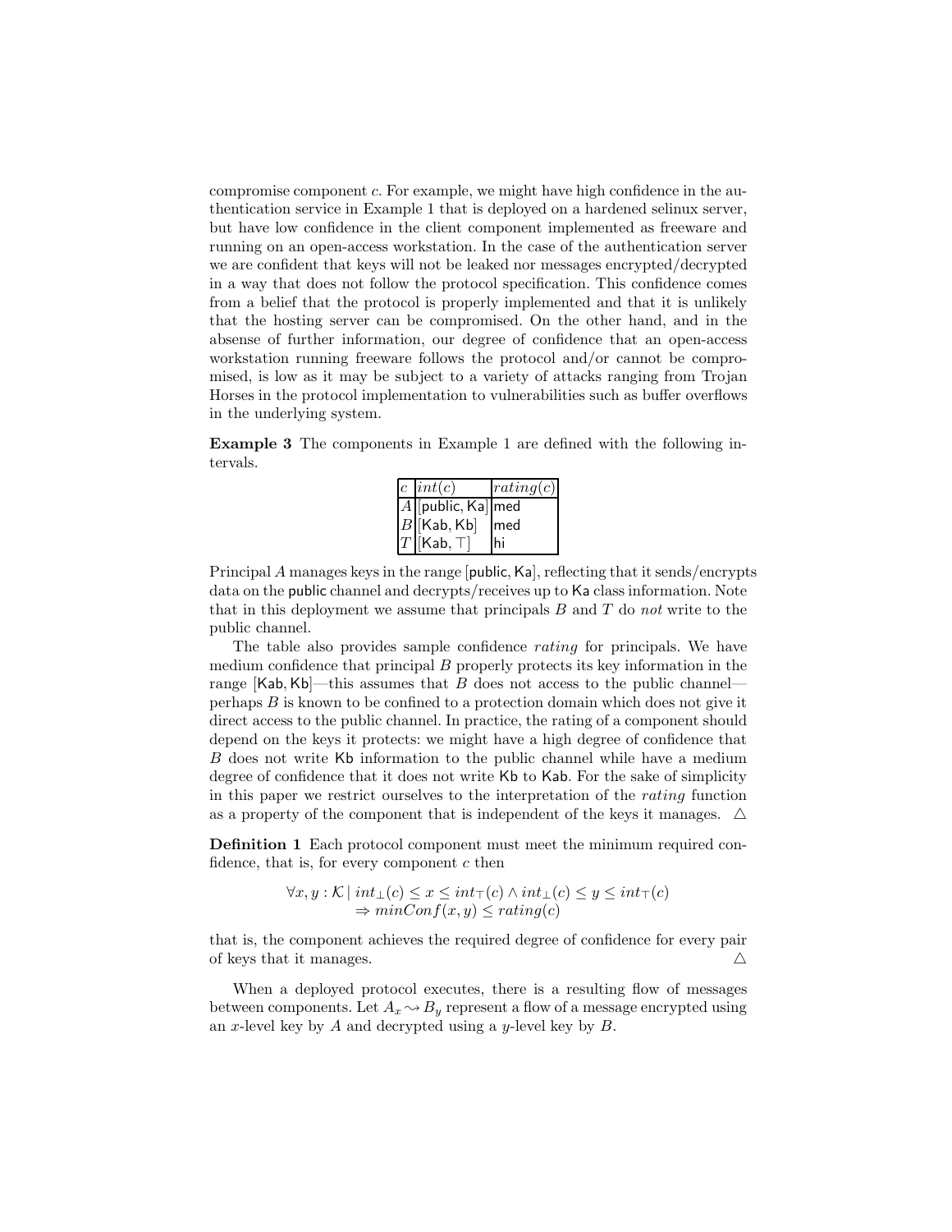compromise component $c$. For example, we might have high confidence in the authentication service in Example 1 that is deployed on a hardened selinux server, but have low confidence in the client component implemented as freeware and running on an open-access workstation. In the case of the authentication server we are confident that keys will not be leaked nor messages encrypted/decrypted in a way that does not follow the protocol specification. This confidence comes from a belief that the protocol is properly implemented and that it is unlikely that the hosting server can be compromised. On the other hand, and in the absense of further information, our degree of confidence that an open-access workstation running freeware follows the protocol and/or cannot be compromised, is low as it may be subject to a variety of attacks ranging from Trojan Horses in the protocol implementation to vulnerabilities such as buffer overflows in the underlying system.

**Example 3** The components in Example 1 are defined with the following intervals.

| $c$ | $int(c)$ | $rating(c)$ |
|---|---|---|
| $A$ | [public, Ka] | med |
| $B$ | [Kab, Kb] | med |
| $T$ | [Kab, $\top$] | hi |

Principal $A$ manages keys in the range [public, Ka], reflecting that it sends/encrypts data on the public channel and decrypts/receives up to Ka class information. Note that in this deployment we assume that principals $B$ and $T$ do *not* write to the public channel.

The table also provides sample confidence *rating* for principals. We have medium confidence that principal $B$ properly protects its key information in the range [Kab, Kb]—this assumes that $B$ does not access to the public channel—perhaps $B$ is known to be confined to a protection domain which does not give it direct access to the public channel. In practice, the rating of a component should depend on the keys it protects: we might have a high degree of confidence that $B$ does not write Kb information to the public channel while have a medium degree of confidence that it does not write Kb to Kab. For the sake of simplicity in this paper we restrict ourselves to the interpretation of the *rating* function as a property of the component that is independent of the keys it manages. $\triangle$

**Definition 1** Each protocol component must meet the minimum required confidence, that is, for every component $c$ then

$$\forall x, y : \mathcal{K} \mid int_{\bot}(c) \leq x \leq int_{\top}(c) \wedge int_{\bot}(c) \leq y \leq int_{\top}(c) \\ \Rightarrow minConf(x, y) \leq rating(c)$$

that is, the component achieves the required degree of confidence for every pair of keys that it manages. $\triangle$

When a deployed protocol executes, there is a resulting flow of messages between components. Let $A_x \rightsquigarrow B_y$ represent a flow of a message encrypted using an $x$-level key by $A$ and decrypted using a $y$-level key by $B$.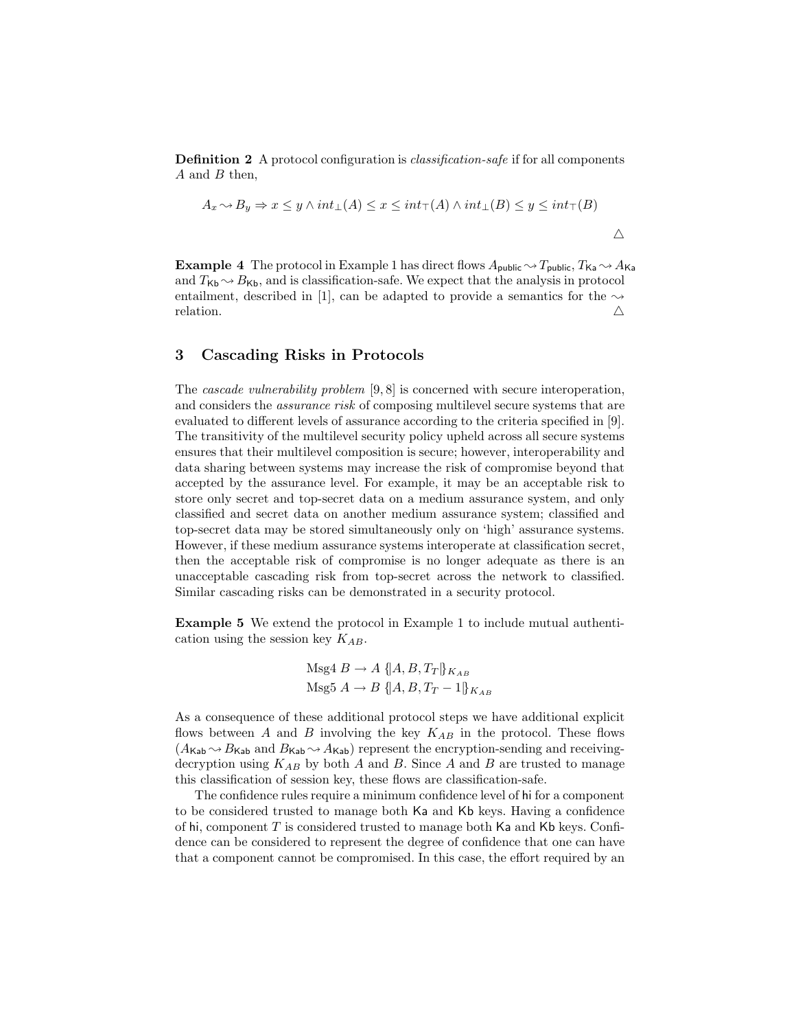**Definition 2** A protocol configuration is *classification-safe* if for all components $A$ and $B$ then,

$$A_x \rightsquigarrow B_y \Rightarrow x \leq y \wedge int_\perp(A) \leq x \leq int_\top(A) \wedge int_\perp(B) \leq y \leq int_\top(B)$$

$\triangle$

**Example 4** The protocol in Example 1 has direct flows $A_{\mathsf{public}} \rightsquigarrow T_{\mathsf{public}}$, $T_{\mathsf{Ka}} \rightsquigarrow A_{\mathsf{Ka}}$ and $T_{\mathsf{Kb}} \rightsquigarrow B_{\mathsf{Kb}}$, and is classification-safe. We expect that the analysis in protocol entailment, described in [1], can be adapted to provide a semantics for the $\rightsquigarrow$ relation. $\triangle$

## 3 Cascading Risks in Protocols

The *cascade vulnerability problem* [9, 8] is concerned with secure interoperation, and considers the *assurance risk* of composing multilevel secure systems that are evaluated to different levels of assurance according to the criteria specified in [9]. The transitivity of the multilevel security policy upheld across all secure systems ensures that their multilevel composition is secure; however, interoperability and data sharing between systems may increase the risk of compromise beyond that accepted by the assurance level. For example, it may be an acceptable risk to store only secret and top-secret data on a medium assurance system, and only classified and secret data on another medium assurance system; classified and top-secret data may be stored simultaneously only on 'high' assurance systems. However, if these medium assurance systems interoperate at classification secret, then the acceptable risk of compromise is no longer adequate as there is an unacceptable cascading risk from top-secret across the network to classified. Similar cascading risks can be demonstrated in a security protocol.

**Example 5** We extend the protocol in Example 1 to include mutual authentication using the session key $K_{AB}$.

$$\text{Msg4 } B \rightarrow A \ \{\!|A, B, T_T|\!\}_{K_{AB}}$$
$$\text{Msg5 } A \rightarrow B \ \{\!|A, B, T_T - 1|\!\}_{K_{AB}}$$

As a consequence of these additional protocol steps we have additional explicit flows between $A$ and $B$ involving the key $K_{AB}$ in the protocol. These flows ($A_{\mathsf{Kab}} \rightsquigarrow B_{\mathsf{Kab}}$ and $B_{\mathsf{Kab}} \rightsquigarrow A_{\mathsf{Kab}}$) represent the encryption-sending and receiving-decryption using $K_{AB}$ by both $A$ and $B$. Since $A$ and $B$ are trusted to manage this classification of session key, these flows are classification-safe.

The confidence rules require a minimum confidence level of hi for a component to be considered trusted to manage both Ka and Kb keys. Having a confidence of hi, component $T$ is considered trusted to manage both Ka and Kb keys. Confidence can be considered to represent the degree of confidence that one can have that a component cannot be compromised. In this case, the effort required by an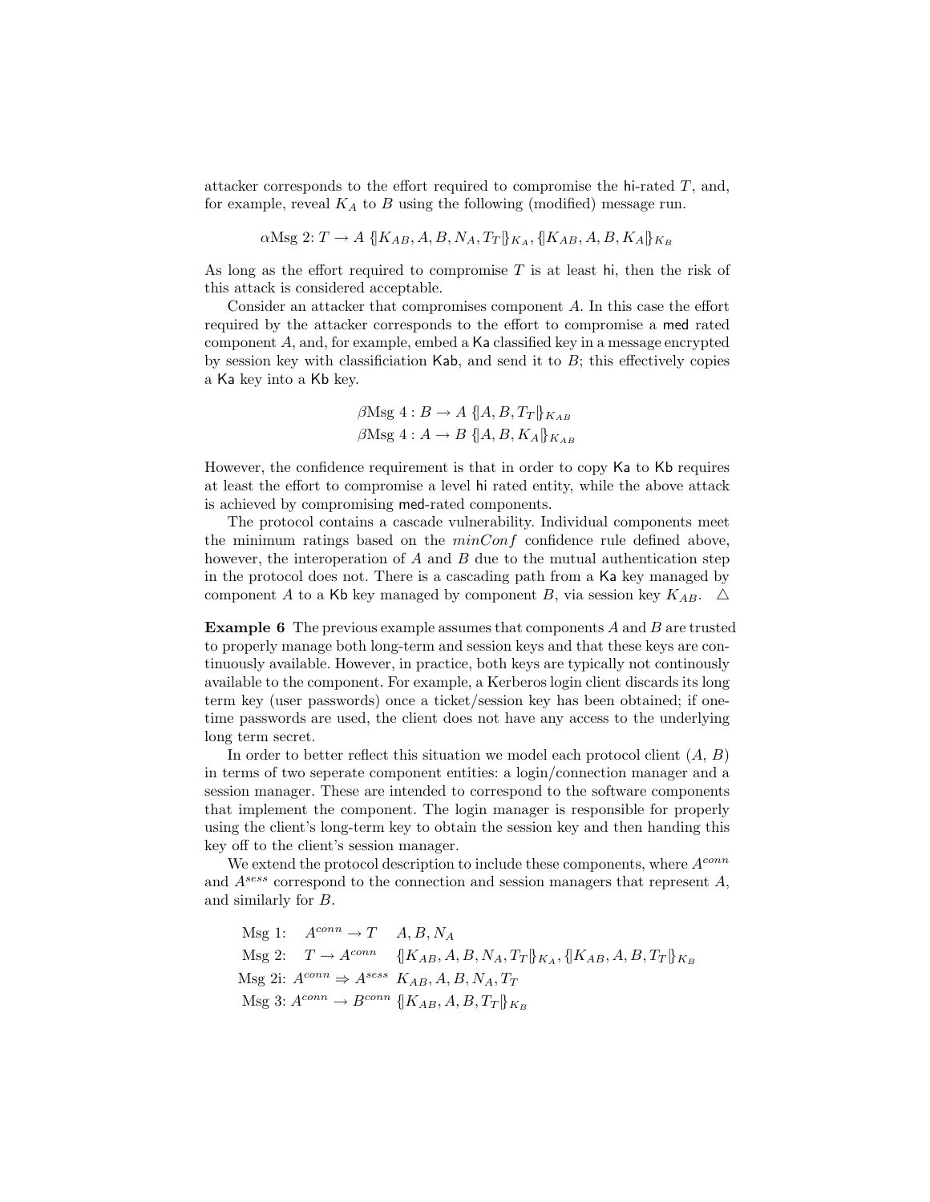attacker corresponds to the effort required to compromise the hi-rated $T$, and, for example, reveal $K_A$ to $B$ using the following (modified) message run.

$$\alpha\text{Msg 2: } T \rightarrow A \; \{|K_{AB}, A, B, N_A, T_T|\}_{K_A}, \{|K_{AB}, A, B, K_A|\}_{K_B}$$

As long as the effort required to compromise $T$ is at least hi, then the risk of this attack is considered acceptable.

Consider an attacker that compromises component $A$. In this case the effort required by the attacker corresponds to the effort to compromise a med rated component $A$, and, for example, embed a Ka classified key in a message encrypted by session key with classificiation Kab, and send it to $B$; this effectively copies a Ka key into a Kb key.

$$\beta\text{Msg 4 : } B \rightarrow A \; \{|A, B, T_T|\}_{K_{AB}}$$
$$\beta\text{Msg 4 : } A \rightarrow B \; \{|A, B, K_A|\}_{K_{AB}}$$

However, the confidence requirement is that in order to copy Ka to Kb requires at least the effort to compromise a level hi rated entity, while the above attack is achieved by compromising med-rated components.

The protocol contains a cascade vulnerability. Individual components meet the minimum ratings based on the *minConf* confidence rule defined above, however, the interoperation of $A$ and $B$ due to the mutual authentication step in the protocol does not. There is a cascading path from a Ka key managed by component $A$ to a Kb key managed by component $B$, via session key $K_{AB}$. △

**Example 6** The previous example assumes that components $A$ and $B$ are trusted to properly manage both long-term and session keys and that these keys are continuously available. However, in practice, both keys are typically not continously available to the component. For example, a Kerberos login client discards its long term key (user passwords) once a ticket/session key has been obtained; if one-time passwords are used, the client does not have any access to the underlying long term secret.

In order to better reflect this situation we model each protocol client ($A$, $B$) in terms of two seperate component entities: a login/connection manager and a session manager. These are intended to correspond to the software components that implement the component. The login manager is responsible for properly using the client's long-term key to obtain the session key and then handing this key off to the client's session manager.

We extend the protocol description to include these components, where $A^{conn}$ and $A^{sess}$ correspond to the connection and session managers that represent $A$, and similarly for $B$.

Msg 1: $A^{conn} \rightarrow T \quad A, B, N_A$

Msg 2: $T \rightarrow A^{conn} \quad \{|K_{AB}, A, B, N_A, T_T|\}_{K_A}, \{|K_{AB}, A, B, T_T|\}_{K_B}$

Msg 2i: $A^{conn} \Rightarrow A^{sess} \; K_{AB}, A, B, N_A, T_T$

Msg 3: $A^{conn} \rightarrow B^{conn} \; \{|K_{AB}, A, B, T_T|\}_{K_B}$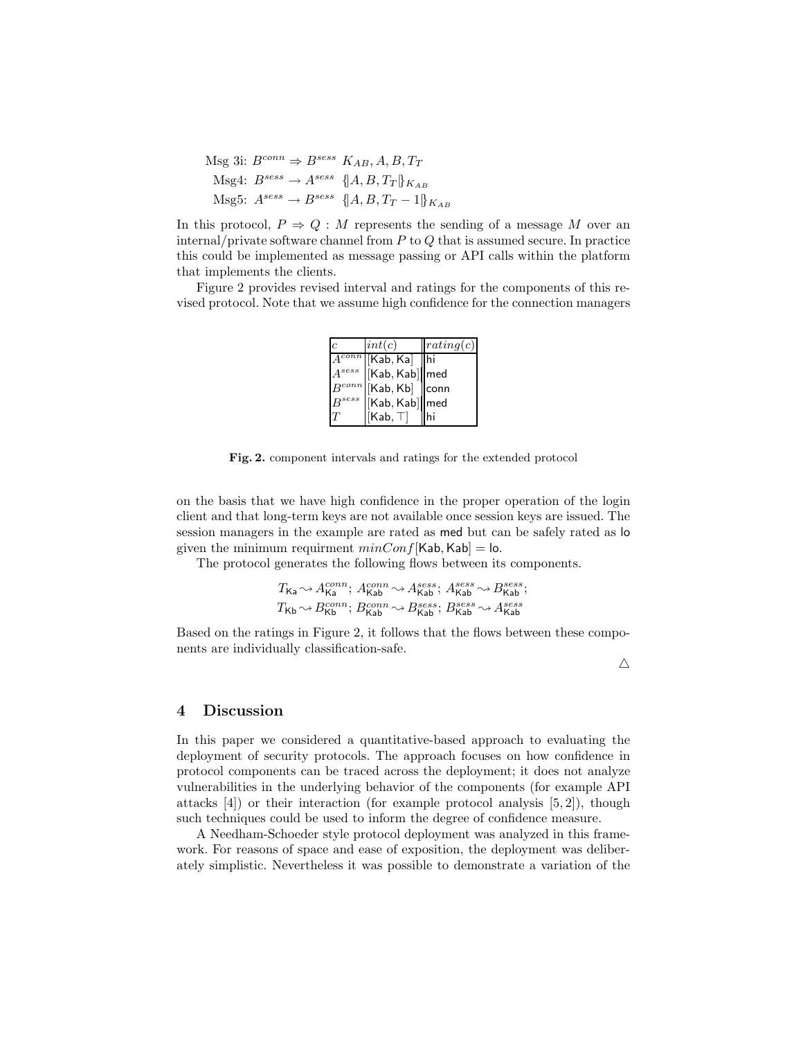Msg 3i: $B^{conn} \Rightarrow B^{sess}\ \ K_{AB}, A, B, T_T$

Msg4: $B^{sess} \rightarrow A^{sess}\ \ \{\!|A, B, T_T|\!\}_{K_{AB}}$

Msg5: $A^{sess} \rightarrow B^{sess}\ \ \{\!|A, B, T_T - 1|\!\}_{K_{AB}}$

In this protocol, $P \Rightarrow Q : M$ represents the sending of a message $M$ over an internal/private software channel from $P$ to $Q$ that is assumed secure. In practice this could be implemented as message passing or API calls within the platform that implements the clients.

Figure 2 provides revised interval and ratings for the components of this revised protocol. Note that we assume high confidence for the connection managers

| $c$ | $int(c)$ | $rating(c)$ |
|---|---|---|
| $A^{conn}$ | [Kab, Ka] | hi |
| $A^{sess}$ | [Kab, Kab] | med |
| $B^{conn}$ | [Kab, Kb] | conn |
| $B^{sess}$ | [Kab, Kab] | med |
| $T$ | [Kab, $\top$] | hi |

**Fig. 2.** component intervals and ratings for the extended protocol

on the basis that we have high confidence in the proper operation of the login client and that long-term keys are not available once session keys are issued. The session managers in the example are rated as med but can be safely rated as lo given the minimum requirment $minConf[\mathsf{Kab}, \mathsf{Kab}] = \mathsf{lo}$.

The protocol generates the following flows between its components.

$$T_{\mathsf{Ka}} \rightsquigarrow A^{conn}_{\mathsf{Ka}};\ A^{conn}_{\mathsf{Kab}} \rightsquigarrow A^{sess}_{\mathsf{Kab}};\ A^{sess}_{\mathsf{Kab}} \rightsquigarrow B^{sess}_{\mathsf{Kab}};$$
$$T_{\mathsf{Kb}} \rightsquigarrow B^{conn}_{\mathsf{Kb}};\ B^{conn}_{\mathsf{Kab}} \rightsquigarrow B^{sess}_{\mathsf{Kab}};\ B^{sess}_{\mathsf{Kab}} \rightsquigarrow A^{sess}_{\mathsf{Kab}}$$

Based on the ratings in Figure 2, it follows that the flows between these components are individually classification-safe.

△

## 4 Discussion

In this paper we considered a quantitative-based approach to evaluating the deployment of security protocols. The approach focuses on how confidence in protocol components can be traced across the deployment; it does not analyze vulnerabilities in the underlying behavior of the components (for example API attacks [4]) or their interaction (for example protocol analysis [5, 2]), though such techniques could be used to inform the degree of confidence measure.

A Needham-Schoeder style protocol deployment was analyzed in this framework. For reasons of space and ease of exposition, the deployment was deliberately simplistic. Nevertheless it was possible to demonstrate a variation of the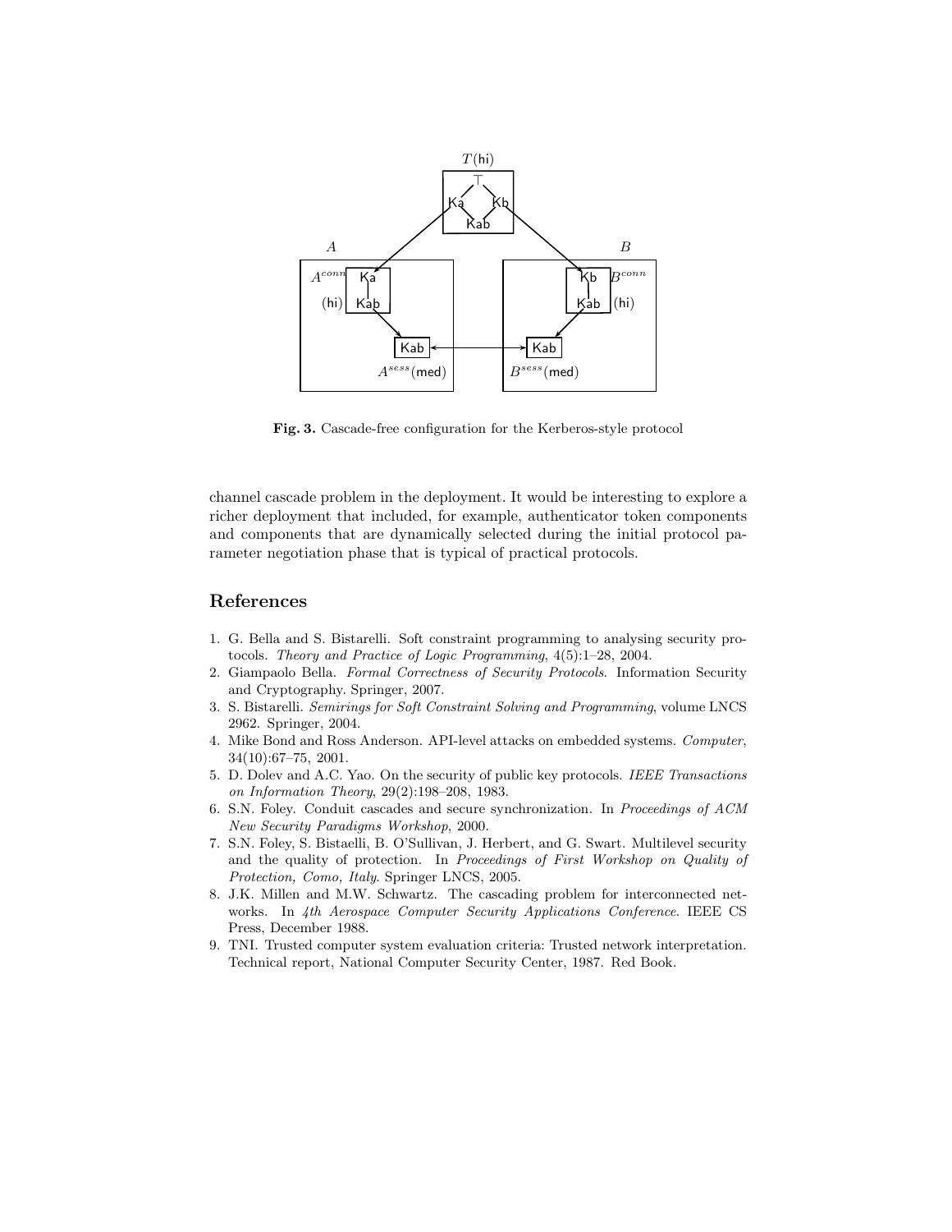Fig. 3. Cascade-free configuration for the Kerberos-style protocol

channel cascade problem in the deployment. It would be interesting to explore a richer deployment that included, for example, authenticator token components and components that are dynamically selected during the initial protocol parameter negotiation phase that is typical of practical protocols.

## References

1. G. Bella and S. Bistarelli. Soft constraint programming to analysing security protocols. *Theory and Practice of Logic Programming*, 4(5):1–28, 2004.
2. Giampaolo Bella. *Formal Correctness of Security Protocols*. Information Security and Cryptography. Springer, 2007.
3. S. Bistarelli. *Semirings for Soft Constraint Solving and Programming*, volume LNCS 2962. Springer, 2004.
4. Mike Bond and Ross Anderson. API-level attacks on embedded systems. *Computer*, 34(10):67–75, 2001.
5. D. Dolev and A.C. Yao. On the security of public key protocols. *IEEE Transactions on Information Theory*, 29(2):198–208, 1983.
6. S.N. Foley. Conduit cascades and secure synchronization. In *Proceedings of ACM New Security Paradigms Workshop*, 2000.
7. S.N. Foley, S. Bistaelli, B. O'Sullivan, J. Herbert, and G. Swart. Multilevel security and the quality of protection. In *Proceedings of First Workshop on Quality of Protection, Como, Italy*. Springer LNCS, 2005.
8. J.K. Millen and M.W. Schwartz. The cascading problem for interconnected networks. In *4th Aerospace Computer Security Applications Conference*. IEEE CS Press, December 1988.
9. TNI. Trusted computer system evaluation criteria: Trusted network interpretation. Technical report, National Computer Security Center, 1987. Red Book.